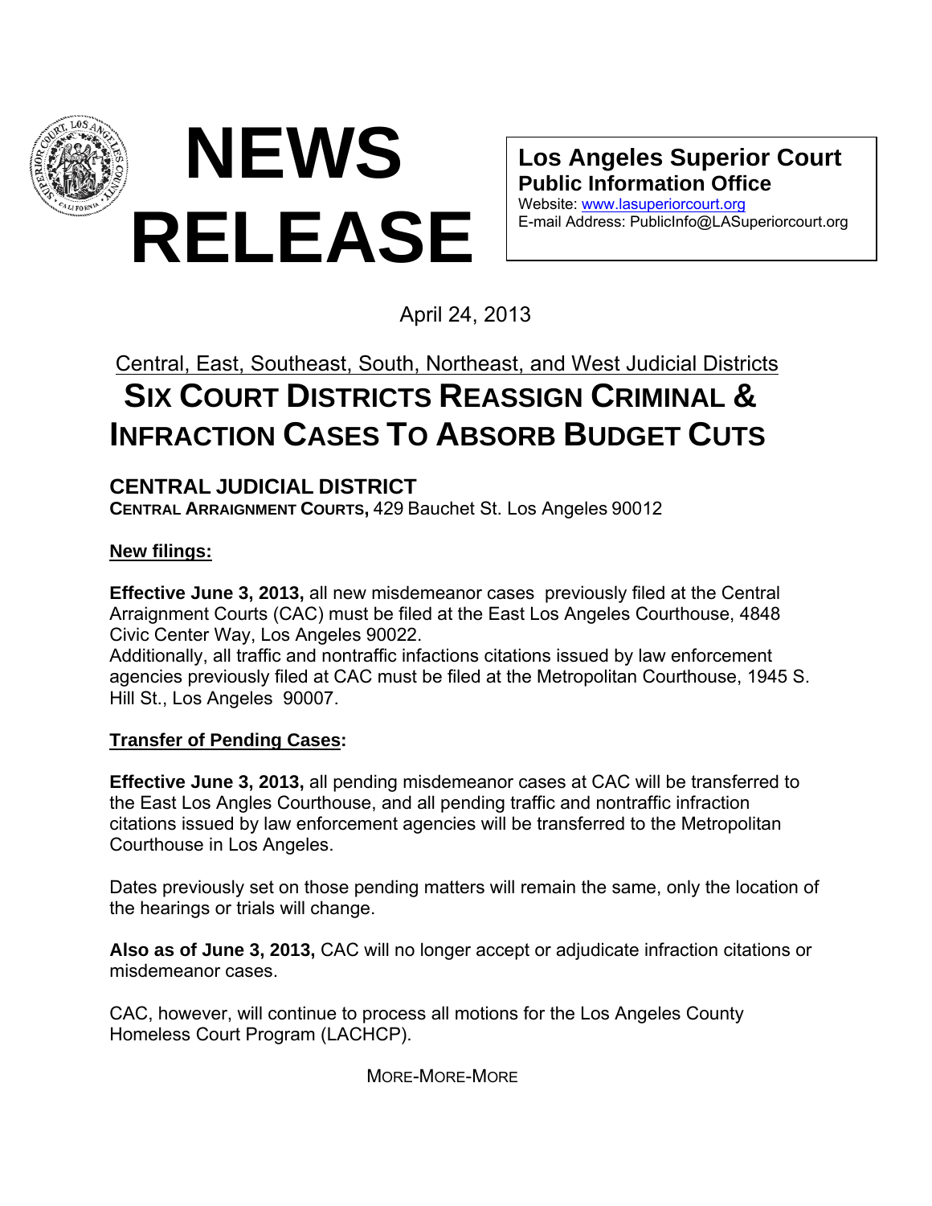# NEWS RELEASE

**Los Angeles Superior Court**
**Public Information Office**
Website: www.lasuperiorcourt.org
E-mail Address: PublicInfo@LASuperiorcourt.org

April 24, 2013

Central, East, Southeast, South, Northeast, and West Judicial Districts

# SIX COURT DISTRICTS REASSIGN CRIMINAL & INFRACTION CASES TO ABSORB BUDGET CUTS

## CENTRAL JUDICIAL DISTRICT

**CENTRAL ARRAIGNMENT COURTS,** 429 Bauchet St. Los Angeles 90012

**New filings:**

**Effective June 3, 2013,** all new misdemeanor cases previously filed at the Central Arraignment Courts (CAC) must be filed at the East Los Angeles Courthouse, 4848 Civic Center Way, Los Angeles 90022.
Additionally, all traffic and nontraffic infactions citations issued by law enforcement agencies previously filed at CAC must be filed at the Metropolitan Courthouse, 1945 S. Hill St., Los Angeles 90007.

**Transfer of Pending Cases:**

**Effective June 3, 2013,** all pending misdemeanor cases at CAC will be transferred to the East Los Angles Courthouse, and all pending traffic and nontraffic infraction citations issued by law enforcement agencies will be transferred to the Metropolitan Courthouse in Los Angeles.

Dates previously set on those pending matters will remain the same, only the location of the hearings or trials will change.

**Also as of June 3, 2013,** CAC will no longer accept or adjudicate infraction citations or misdemeanor cases.

CAC, however, will continue to process all motions for the Los Angeles County Homeless Court Program (LACHCP).

MORE-MORE-MORE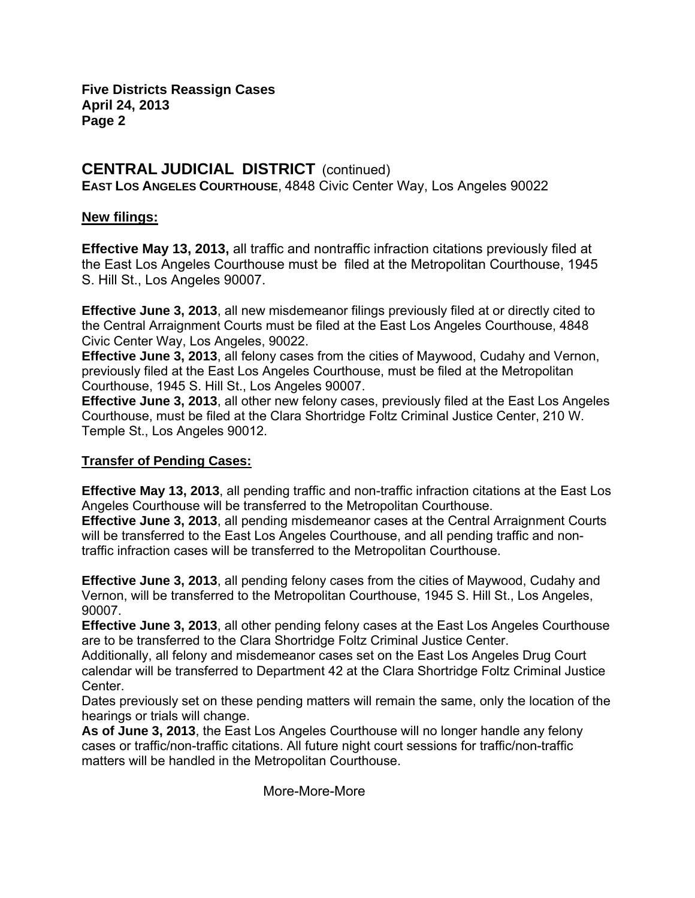## CENTRAL JUDICIAL DISTRICT (continued)

**EAST LOS ANGELES COURTHOUSE**, 4848 Civic Center Way, Los Angeles 90022

**New filings:**

**Effective May 13, 2013,** all traffic and nontraffic infraction citations previously filed at the East Los Angeles Courthouse must be filed at the Metropolitan Courthouse, 1945 S. Hill St., Los Angeles 90007.

**Effective June 3, 2013**, all new misdemeanor filings previously filed at or directly cited to the Central Arraignment Courts must be filed at the East Los Angeles Courthouse, 4848 Civic Center Way, Los Angeles, 90022.
**Effective June 3, 2013**, all felony cases from the cities of Maywood, Cudahy and Vernon, previously filed at the East Los Angeles Courthouse, must be filed at the Metropolitan Courthouse, 1945 S. Hill St., Los Angeles 90007.
**Effective June 3, 2013**, all other new felony cases, previously filed at the East Los Angeles Courthouse, must be filed at the Clara Shortridge Foltz Criminal Justice Center, 210 W. Temple St., Los Angeles 90012.

**Transfer of Pending Cases:**

**Effective May 13, 2013**, all pending traffic and non-traffic infraction citations at the East Los Angeles Courthouse will be transferred to the Metropolitan Courthouse.
**Effective June 3, 2013**, all pending misdemeanor cases at the Central Arraignment Courts will be transferred to the East Los Angeles Courthouse, and all pending traffic and non-traffic infraction cases will be transferred to the Metropolitan Courthouse.

**Effective June 3, 2013**, all pending felony cases from the cities of Maywood, Cudahy and Vernon, will be transferred to the Metropolitan Courthouse, 1945 S. Hill St., Los Angeles, 90007.
**Effective June 3, 2013**, all other pending felony cases at the East Los Angeles Courthouse are to be transferred to the Clara Shortridge Foltz Criminal Justice Center.
Additionally, all felony and misdemeanor cases set on the East Los Angeles Drug Court calendar will be transferred to Department 42 at the Clara Shortridge Foltz Criminal Justice Center.
Dates previously set on these pending matters will remain the same, only the location of the hearings or trials will change.
**As of June 3, 2013**, the East Los Angeles Courthouse will no longer handle any felony cases or traffic/non-traffic citations. All future night court sessions for traffic/non-traffic matters will be handled in the Metropolitan Courthouse.

More-More-More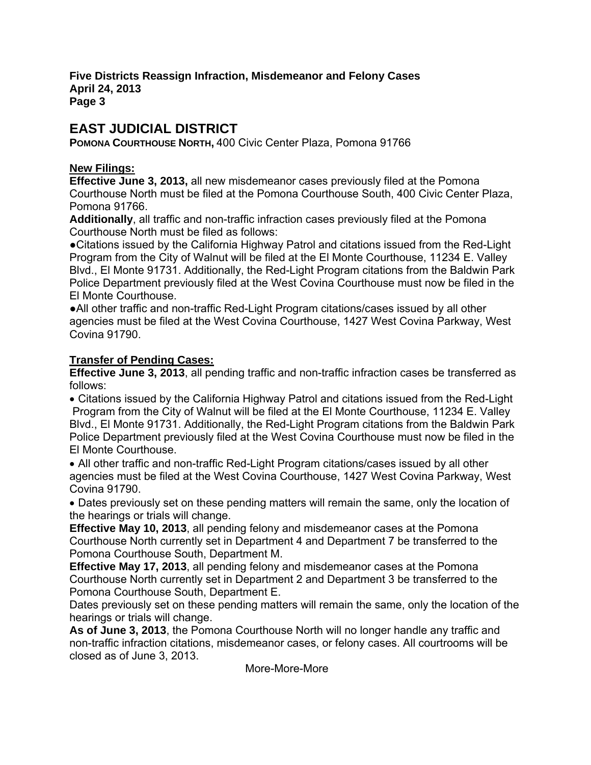## EAST JUDICIAL DISTRICT

**POMONA COURTHOUSE NORTH,** 400 Civic Center Plaza, Pomona 91766

**New Filings:**

**Effective June 3, 2013,** all new misdemeanor cases previously filed at the Pomona Courthouse North must be filed at the Pomona Courthouse South, 400 Civic Center Plaza, Pomona 91766.

**Additionally**, all traffic and non-traffic infraction cases previously filed at the Pomona Courthouse North must be filed as follows:

- Citations issued by the California Highway Patrol and citations issued from the Red-Light Program from the City of Walnut will be filed at the El Monte Courthouse, 11234 E. Valley Blvd., El Monte 91731. Additionally, the Red-Light Program citations from the Baldwin Park Police Department previously filed at the West Covina Courthouse must now be filed in the El Monte Courthouse.
- All other traffic and non-traffic Red-Light Program citations/cases issued by all other agencies must be filed at the West Covina Courthouse, 1427 West Covina Parkway, West Covina 91790.

**Transfer of Pending Cases:**

**Effective June 3, 2013**, all pending traffic and non-traffic infraction cases be transferred as follows:

- Citations issued by the California Highway Patrol and citations issued from the Red-Light Program from the City of Walnut will be filed at the El Monte Courthouse, 11234 E. Valley Blvd., El Monte 91731. Additionally, the Red-Light Program citations from the Baldwin Park Police Department previously filed at the West Covina Courthouse must now be filed in the El Monte Courthouse.
- All other traffic and non-traffic Red-Light Program citations/cases issued by all other agencies must be filed at the West Covina Courthouse, 1427 West Covina Parkway, West Covina 91790.
- Dates previously set on these pending matters will remain the same, only the location of the hearings or trials will change.

**Effective May 10, 2013**, all pending felony and misdemeanor cases at the Pomona Courthouse North currently set in Department 4 and Department 7 be transferred to the Pomona Courthouse South, Department M.

**Effective May 17, 2013**, all pending felony and misdemeanor cases at the Pomona Courthouse North currently set in Department 2 and Department 3 be transferred to the Pomona Courthouse South, Department E.

Dates previously set on these pending matters will remain the same, only the location of the hearings or trials will change.

**As of June 3, 2013**, the Pomona Courthouse North will no longer handle any traffic and non-traffic infraction citations, misdemeanor cases, or felony cases. All courtrooms will be closed as of June 3, 2013.

More-More-More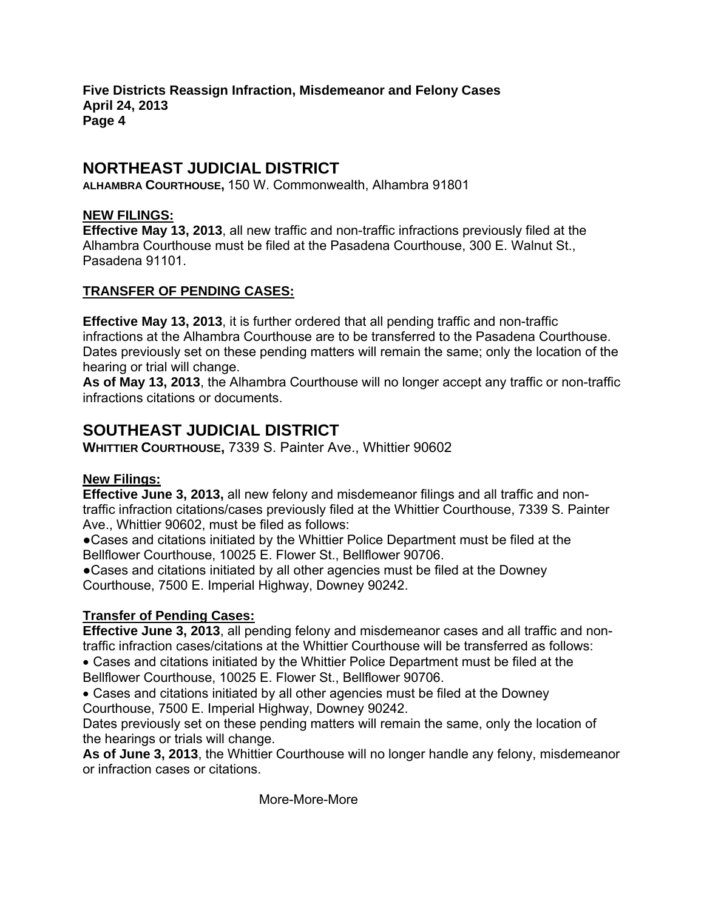## NORTHEAST JUDICIAL DISTRICT

**ALHAMBRA COURTHOUSE,** 150 W. Commonwealth, Alhambra 91801

**NEW FILINGS:**

**Effective May 13, 2013**, all new traffic and non-traffic infractions previously filed at the Alhambra Courthouse must be filed at the Pasadena Courthouse, 300 E. Walnut St., Pasadena 91101.

**TRANSFER OF PENDING CASES:**

**Effective May 13, 2013**, it is further ordered that all pending traffic and non-traffic infractions at the Alhambra Courthouse are to be transferred to the Pasadena Courthouse. Dates previously set on these pending matters will remain the same; only the location of the hearing or trial will change.

**As of May 13, 2013**, the Alhambra Courthouse will no longer accept any traffic or non-traffic infractions citations or documents.

## SOUTHEAST JUDICIAL DISTRICT

**WHITTIER COURTHOUSE,** 7339 S. Painter Ave., Whittier 90602

**New Filings:**

**Effective June 3, 2013,** all new felony and misdemeanor filings and all traffic and non-traffic infraction citations/cases previously filed at the Whittier Courthouse, 7339 S. Painter Ave., Whittier 90602, must be filed as follows:

- Cases and citations initiated by the Whittier Police Department must be filed at the Bellflower Courthouse, 10025 E. Flower St., Bellflower 90706.
- Cases and citations initiated by all other agencies must be filed at the Downey Courthouse, 7500 E. Imperial Highway, Downey 90242.

**Transfer of Pending Cases:**

**Effective June 3, 2013**, all pending felony and misdemeanor cases and all traffic and non-traffic infraction cases/citations at the Whittier Courthouse will be transferred as follows:

- Cases and citations initiated by the Whittier Police Department must be filed at the Bellflower Courthouse, 10025 E. Flower St., Bellflower 90706.
- Cases and citations initiated by all other agencies must be filed at the Downey Courthouse, 7500 E. Imperial Highway, Downey 90242.

Dates previously set on these pending matters will remain the same, only the location of the hearings or trials will change.

**As of June 3, 2013**, the Whittier Courthouse will no longer handle any felony, misdemeanor or infraction cases or citations.

More-More-More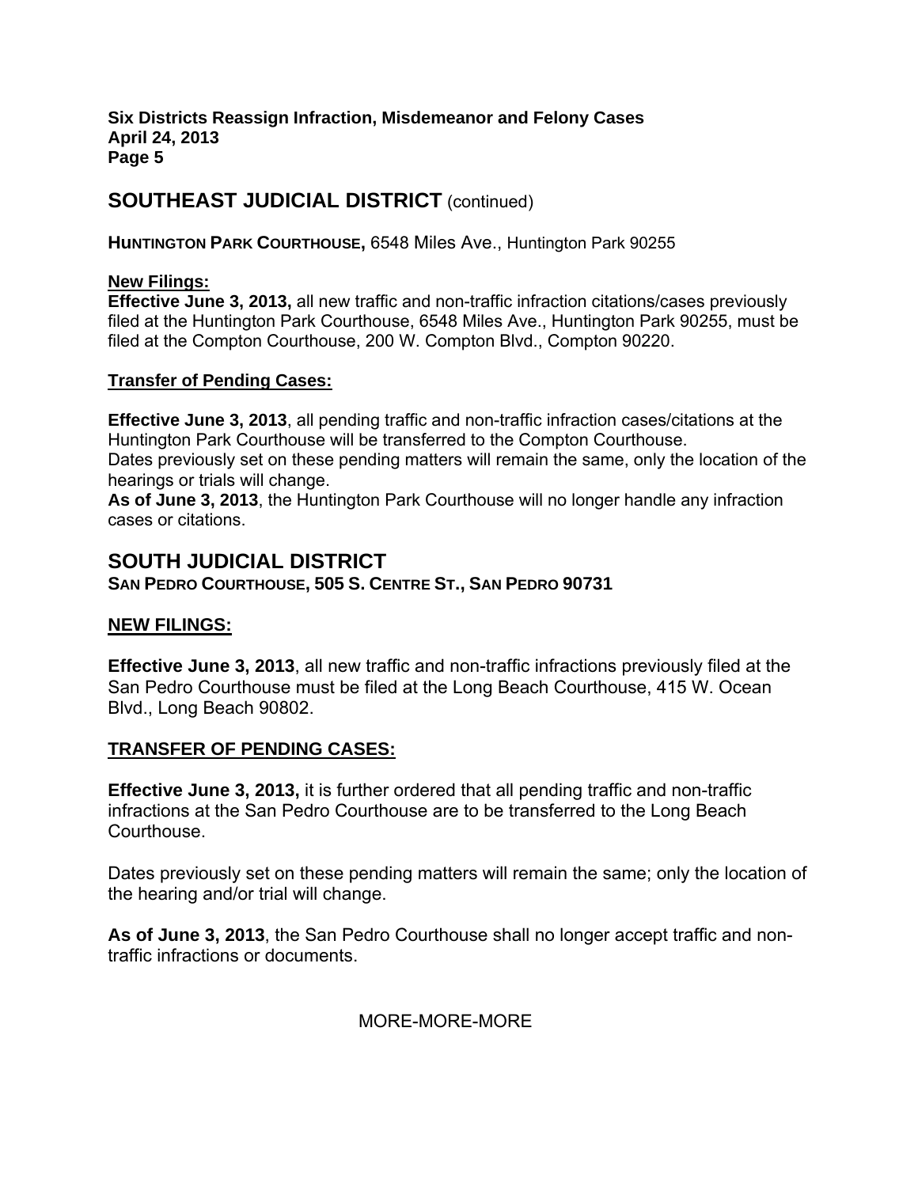## SOUTHEAST JUDICIAL DISTRICT (continued)

**HUNTINGTON PARK COURTHOUSE,** 6548 Miles Ave., Huntington Park 90255

**New Filings:**

**Effective June 3, 2013,** all new traffic and non-traffic infraction citations/cases previously filed at the Huntington Park Courthouse, 6548 Miles Ave., Huntington Park 90255, must be filed at the Compton Courthouse, 200 W. Compton Blvd., Compton 90220.

**Transfer of Pending Cases:**

**Effective June 3, 2013**, all pending traffic and non-traffic infraction cases/citations at the Huntington Park Courthouse will be transferred to the Compton Courthouse.
Dates previously set on these pending matters will remain the same, only the location of the hearings or trials will change.
**As of June 3, 2013**, the Huntington Park Courthouse will no longer handle any infraction cases or citations.

## SOUTH JUDICIAL DISTRICT

**SAN PEDRO COURTHOUSE, 505 S. CENTRE ST., SAN PEDRO 90731**

**NEW FILINGS:**

**Effective June 3, 2013**, all new traffic and non-traffic infractions previously filed at the San Pedro Courthouse must be filed at the Long Beach Courthouse, 415 W. Ocean Blvd., Long Beach 90802.

**TRANSFER OF PENDING CASES:**

**Effective June 3, 2013,** it is further ordered that all pending traffic and non-traffic infractions at the San Pedro Courthouse are to be transferred to the Long Beach Courthouse.

Dates previously set on these pending matters will remain the same; only the location of the hearing and/or trial will change.

**As of June 3, 2013**, the San Pedro Courthouse shall no longer accept traffic and non-traffic infractions or documents.

MORE-MORE-MORE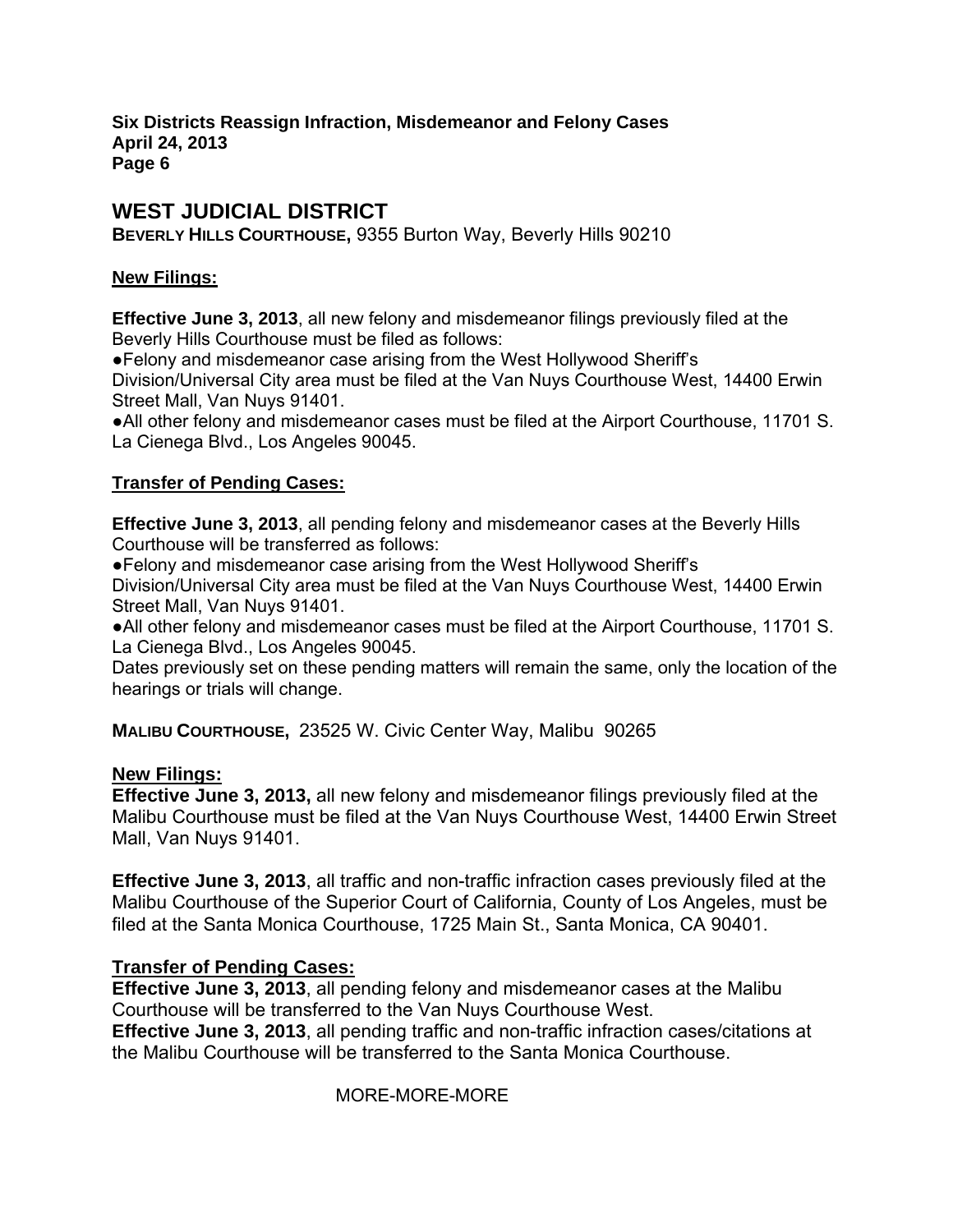## WEST JUDICIAL DISTRICT

**BEVERLY HILLS COURTHOUSE,** 9355 Burton Way, Beverly Hills 90210

**New Filings:**

**Effective June 3, 2013**, all new felony and misdemeanor filings previously filed at the Beverly Hills Courthouse must be filed as follows:

●Felony and misdemeanor case arising from the West Hollywood Sheriff's Division/Universal City area must be filed at the Van Nuys Courthouse West, 14400 Erwin Street Mall, Van Nuys 91401.

●All other felony and misdemeanor cases must be filed at the Airport Courthouse, 11701 S. La Cienega Blvd., Los Angeles 90045.

**Transfer of Pending Cases:**

**Effective June 3, 2013**, all pending felony and misdemeanor cases at the Beverly Hills Courthouse will be transferred as follows:

●Felony and misdemeanor case arising from the West Hollywood Sheriff's Division/Universal City area must be filed at the Van Nuys Courthouse West, 14400 Erwin Street Mall, Van Nuys 91401.

●All other felony and misdemeanor cases must be filed at the Airport Courthouse, 11701 S. La Cienega Blvd., Los Angeles 90045.

Dates previously set on these pending matters will remain the same, only the location of the hearings or trials will change.

**MALIBU COURTHOUSE,** 23525 W. Civic Center Way, Malibu 90265

**New Filings:**

**Effective June 3, 2013,** all new felony and misdemeanor filings previously filed at the Malibu Courthouse must be filed at the Van Nuys Courthouse West, 14400 Erwin Street Mall, Van Nuys 91401.

**Effective June 3, 2013**, all traffic and non-traffic infraction cases previously filed at the Malibu Courthouse of the Superior Court of California, County of Los Angeles, must be filed at the Santa Monica Courthouse, 1725 Main St., Santa Monica, CA 90401.

**Transfer of Pending Cases:**

**Effective June 3, 2013**, all pending felony and misdemeanor cases at the Malibu Courthouse will be transferred to the Van Nuys Courthouse West.

**Effective June 3, 2013**, all pending traffic and non-traffic infraction cases/citations at the Malibu Courthouse will be transferred to the Santa Monica Courthouse.

MORE-MORE-MORE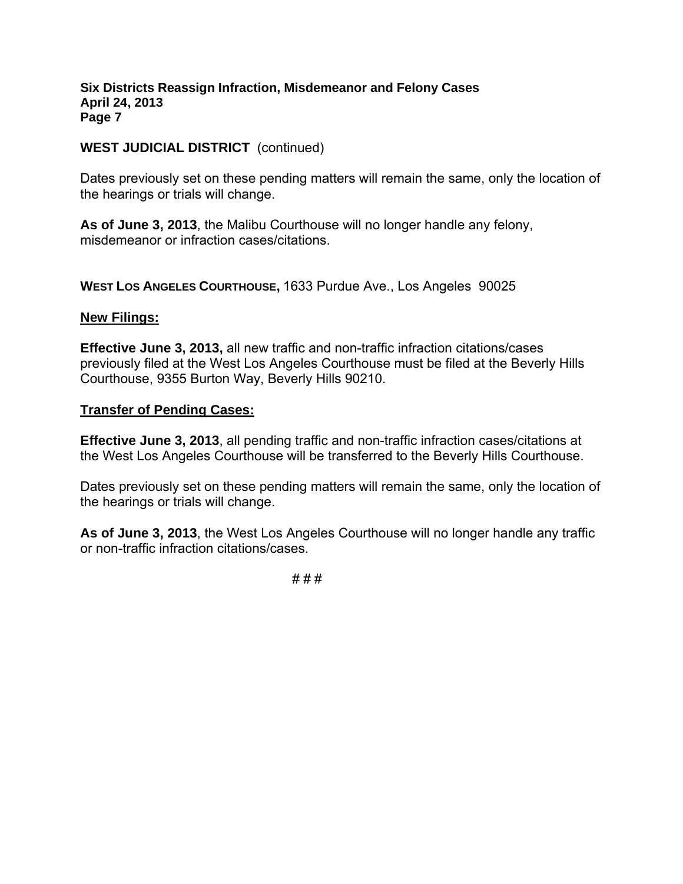## WEST JUDICIAL DISTRICT (continued)

Dates previously set on these pending matters will remain the same, only the location of the hearings or trials will change.

**As of June 3, 2013**, the Malibu Courthouse will no longer handle any felony, misdemeanor or infraction cases/citations.

**WEST LOS ANGELES COURTHOUSE,** 1633 Purdue Ave., Los Angeles 90025

**New Filings:**

**Effective June 3, 2013,** all new traffic and non-traffic infraction citations/cases previously filed at the West Los Angeles Courthouse must be filed at the Beverly Hills Courthouse, 9355 Burton Way, Beverly Hills 90210.

**Transfer of Pending Cases:**

**Effective June 3, 2013**, all pending traffic and non-traffic infraction cases/citations at the West Los Angeles Courthouse will be transferred to the Beverly Hills Courthouse.

Dates previously set on these pending matters will remain the same, only the location of the hearings or trials will change.

**As of June 3, 2013**, the West Los Angeles Courthouse will no longer handle any traffic or non-traffic infraction citations/cases.

# # #